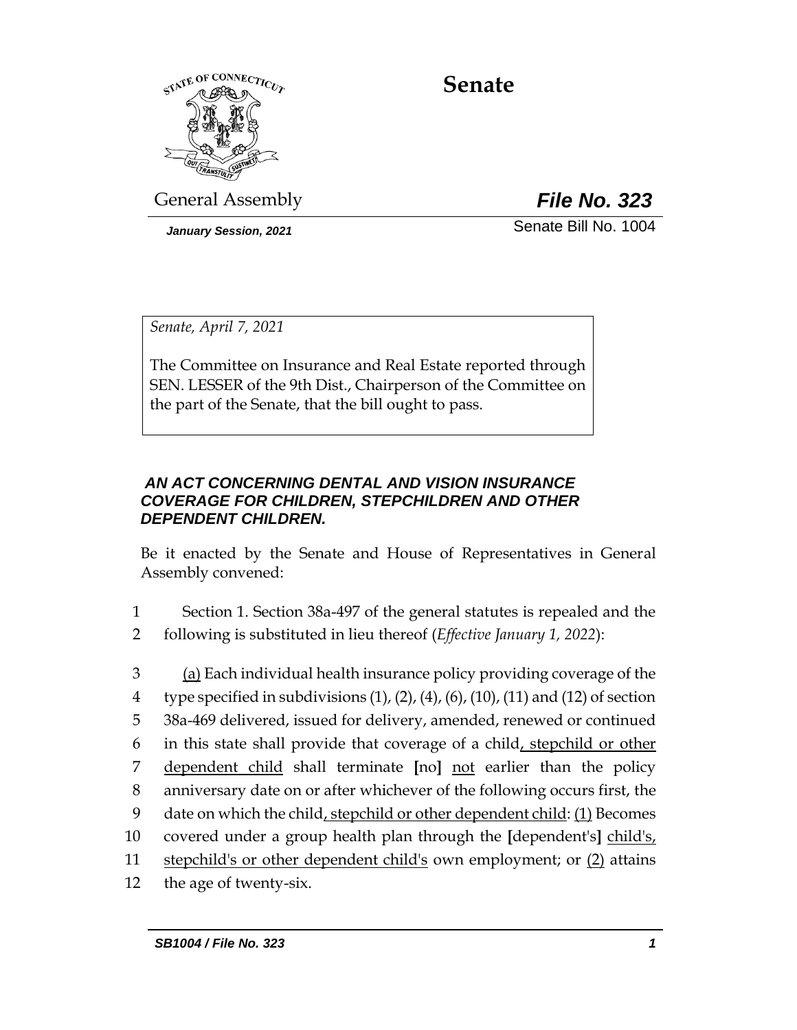# Senate

General Assembly **File No. 323**

*January Session, 2021* Senate Bill No. 1004

*Senate, April 7, 2021*

The Committee on Insurance and Real Estate reported through SEN. LESSER of the 9th Dist., Chairperson of the Committee on the part of the Senate, that the bill ought to pass.

***AN ACT CONCERNING DENTAL AND VISION INSURANCE COVERAGE FOR CHILDREN, STEPCHILDREN AND OTHER DEPENDENT CHILDREN.***

Be it enacted by the Senate and House of Representatives in General Assembly convened:

1 Section 1. Section 38a-497 of the general statutes is repealed and the
2 following is substituted in lieu thereof (*Effective January 1, 2022*):

3 <u>(a)</u> Each individual health insurance policy providing coverage of the
4 type specified in subdivisions (1), (2), (4), (6), (10), (11) and (12) of section
5 38a-469 delivered, issued for delivery, amended, renewed or continued
6 in this state shall provide that coverage of a child<u>, stepchild or other</u>
7 <u>dependent child</u> shall terminate **[**no**]** <u>not</u> earlier than the policy
8 anniversary date on or after whichever of the following occurs first, the
9 date on which the child<u>, stepchild or other dependent child</u>: <u>(1)</u> Becomes
10 covered under a group health plan through the **[**dependent's**]** <u>child's,</u>
11 <u>stepchild's or other dependent child's</u> own employment; or <u>(2)</u> attains
12 the age of twenty-six.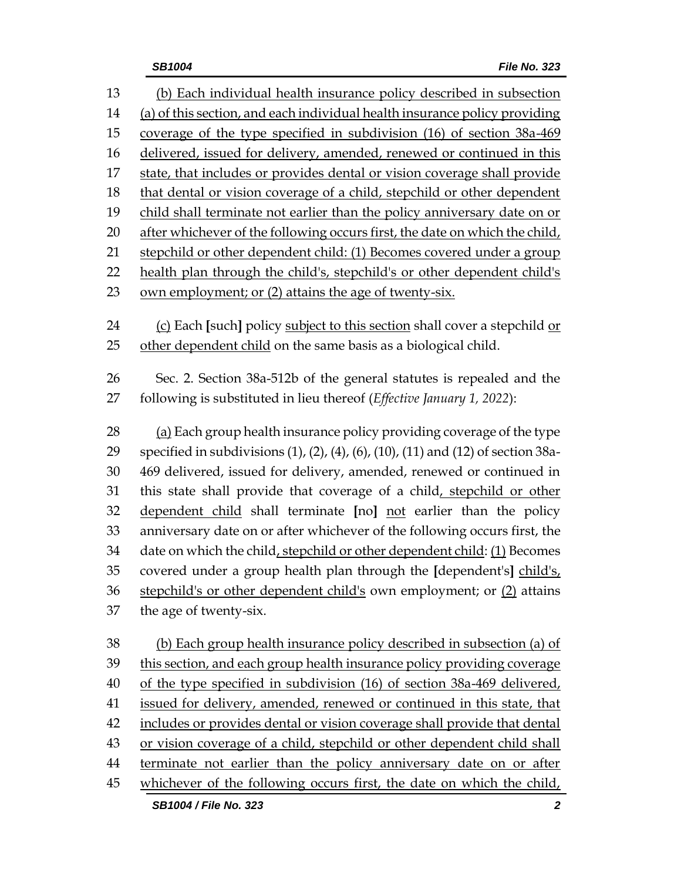(b) Each individual health insurance policy described in subsection (a) of this section, and each individual health insurance policy providing coverage of the type specified in subdivision (16) of section 38a-469 delivered, issued for delivery, amended, renewed or continued in this state, that includes or provides dental or vision coverage shall provide that dental or vision coverage of a child, stepchild or other dependent child shall terminate not earlier than the policy anniversary date on or after whichever of the following occurs first, the date on which the child, stepchild or other dependent child: (1) Becomes covered under a group health plan through the child's, stepchild's or other dependent child's own employment; or (2) attains the age of twenty-six.

(c) Each [such] policy subject to this section shall cover a stepchild or other dependent child on the same basis as a biological child.

Sec. 2. Section 38a-512b of the general statutes is repealed and the following is substituted in lieu thereof (*Effective January 1, 2022*):

(a) Each group health insurance policy providing coverage of the type specified in subdivisions (1), (2), (4), (6), (10), (11) and (12) of section 38a-469 delivered, issued for delivery, amended, renewed or continued in this state shall provide that coverage of a child, stepchild or other dependent child shall terminate [no] not earlier than the policy anniversary date on or after whichever of the following occurs first, the date on which the child, stepchild or other dependent child: (1) Becomes covered under a group health plan through the [dependent's] child's, stepchild's or other dependent child's own employment; or (2) attains the age of twenty-six.

(b) Each group health insurance policy described in subsection (a) of this section, and each group health insurance policy providing coverage of the type specified in subdivision (16) of section 38a-469 delivered, issued for delivery, amended, renewed or continued in this state, that includes or provides dental or vision coverage shall provide that dental or vision coverage of a child, stepchild or other dependent child shall terminate not earlier than the policy anniversary date on or after whichever of the following occurs first, the date on which the child,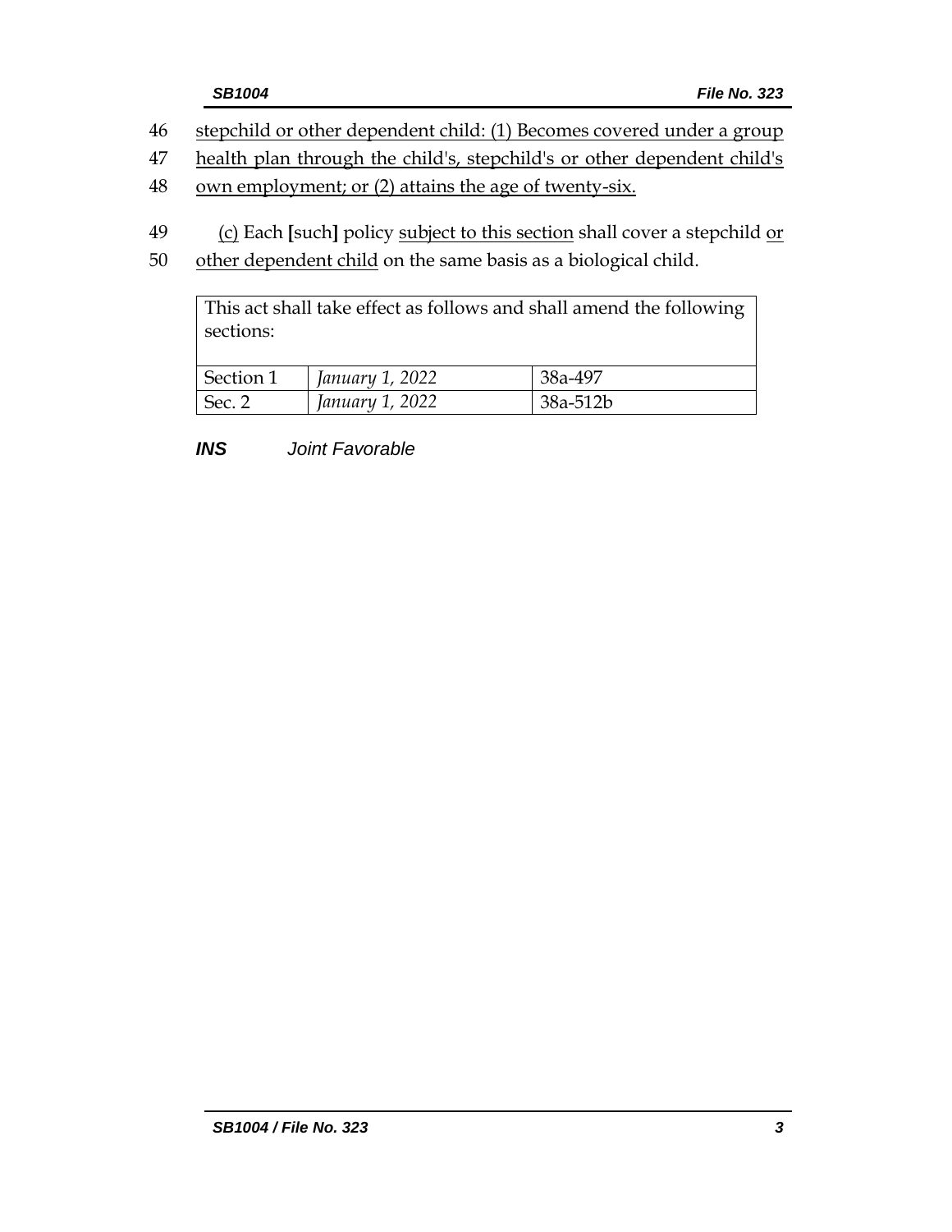46 stepchild or other dependent child: (1) Becomes covered under a group
47 health plan through the child's, stepchild's or other dependent child's
48 own employment; or (2) attains the age of twenty-six.

49 (c) Each **[**such**]** policy subject to this section shall cover a stepchild or
50 other dependent child on the same basis as a biological child.

| This act shall take effect as follows and shall amend the following sections: | | |
|---|---|---|
| Section 1 | *January 1, 2022* | 38a-497 |
| Sec. 2 | *January 1, 2022* | 38a-512b |

***INS*** *Joint Favorable*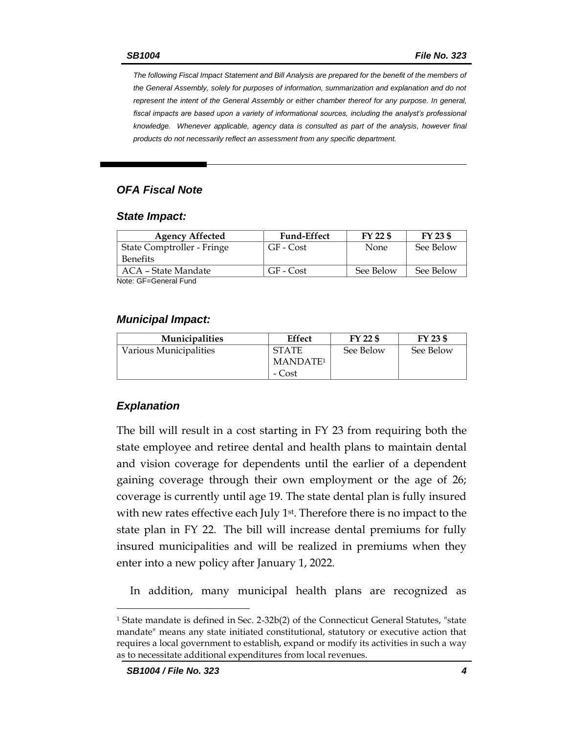*The following Fiscal Impact Statement and Bill Analysis are prepared for the benefit of the members of the General Assembly, solely for purposes of information, summarization and explanation and do not represent the intent of the General Assembly or either chamber thereof for any purpose. In general, fiscal impacts are based upon a variety of informational sources, including the analyst's professional knowledge. Whenever applicable, agency data is consulted as part of the analysis, however final products do not necessarily reflect an assessment from any specific department.*

## *OFA Fiscal Note*

### *State Impact:*

| Agency Affected | Fund-Effect | FY 22 $ | FY 23 $ |
|---|---|---|---|
| State Comptroller - Fringe Benefits | GF - Cost | None | See Below |
| ACA – State Mandate | GF - Cost | See Below | See Below |

Note: GF=General Fund

### *Municipal Impact:*

| Municipalities | Effect | FY 22 $ | FY 23 $ |
|---|---|---|---|
| Various Municipalities | STATE MANDATE[1] - Cost | See Below | See Below |

### *Explanation*

The bill will result in a cost starting in FY 23 from requiring both the state employee and retiree dental and health plans to maintain dental and vision coverage for dependents until the earlier of a dependent gaining coverage through their own employment or the age of 26; coverage is currently until age 19. The state dental plan is fully insured with new rates effective each July 1st. Therefore there is no impact to the state plan in FY 22. The bill will increase dental premiums for fully insured municipalities and will be realized in premiums when they enter into a new policy after January 1, 2022.

In addition, many municipal health plans are recognized as

[1] State mandate is defined in Sec. 2-32b(2) of the Connecticut General Statutes, "state mandate" means any state initiated constitutional, statutory or executive action that requires a local government to establish, expand or modify its activities in such a way as to necessitate additional expenditures from local revenues.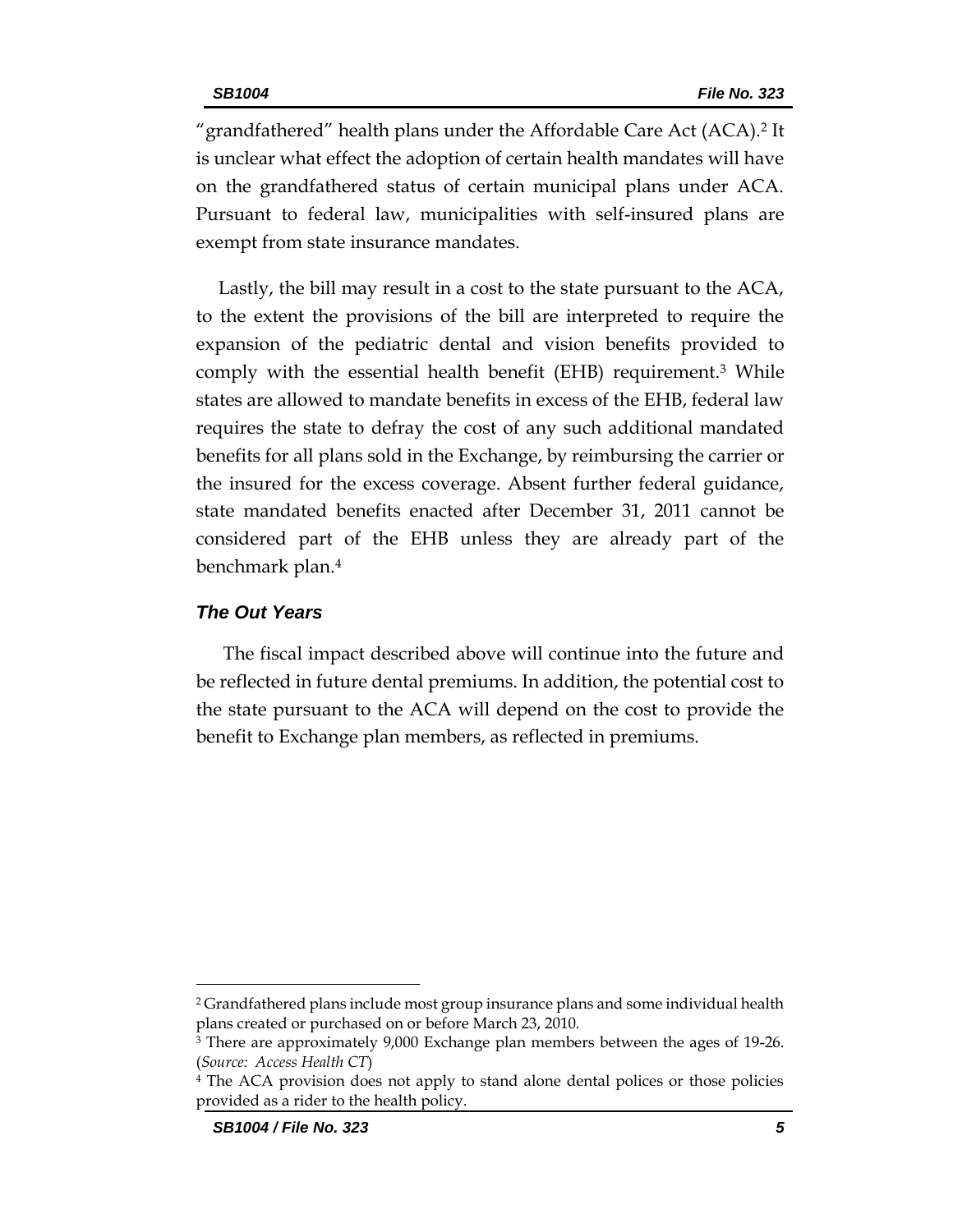"grandfathered" health plans under the Affordable Care Act (ACA).[2] It is unclear what effect the adoption of certain health mandates will have on the grandfathered status of certain municipal plans under ACA. Pursuant to federal law, municipalities with self-insured plans are exempt from state insurance mandates.

Lastly, the bill may result in a cost to the state pursuant to the ACA, to the extent the provisions of the bill are interpreted to require the expansion of the pediatric dental and vision benefits provided to comply with the essential health benefit (EHB) requirement.[3] While states are allowed to mandate benefits in excess of the EHB, federal law requires the state to defray the cost of any such additional mandated benefits for all plans sold in the Exchange, by reimbursing the carrier or the insured for the excess coverage. Absent further federal guidance, state mandated benefits enacted after December 31, 2011 cannot be considered part of the EHB unless they are already part of the benchmark plan.[4]

### *The Out Years*

The fiscal impact described above will continue into the future and be reflected in future dental premiums. In addition, the potential cost to the state pursuant to the ACA will depend on the cost to provide the benefit to Exchange plan members, as reflected in premiums.

---

[2] Grandfathered plans include most group insurance plans and some individual health plans created or purchased on or before March 23, 2010.

[3] There are approximately 9,000 Exchange plan members between the ages of 19-26. (*Source: Access Health CT*)

[4] The ACA provision does not apply to stand alone dental polices or those policies provided as a rider to the health policy.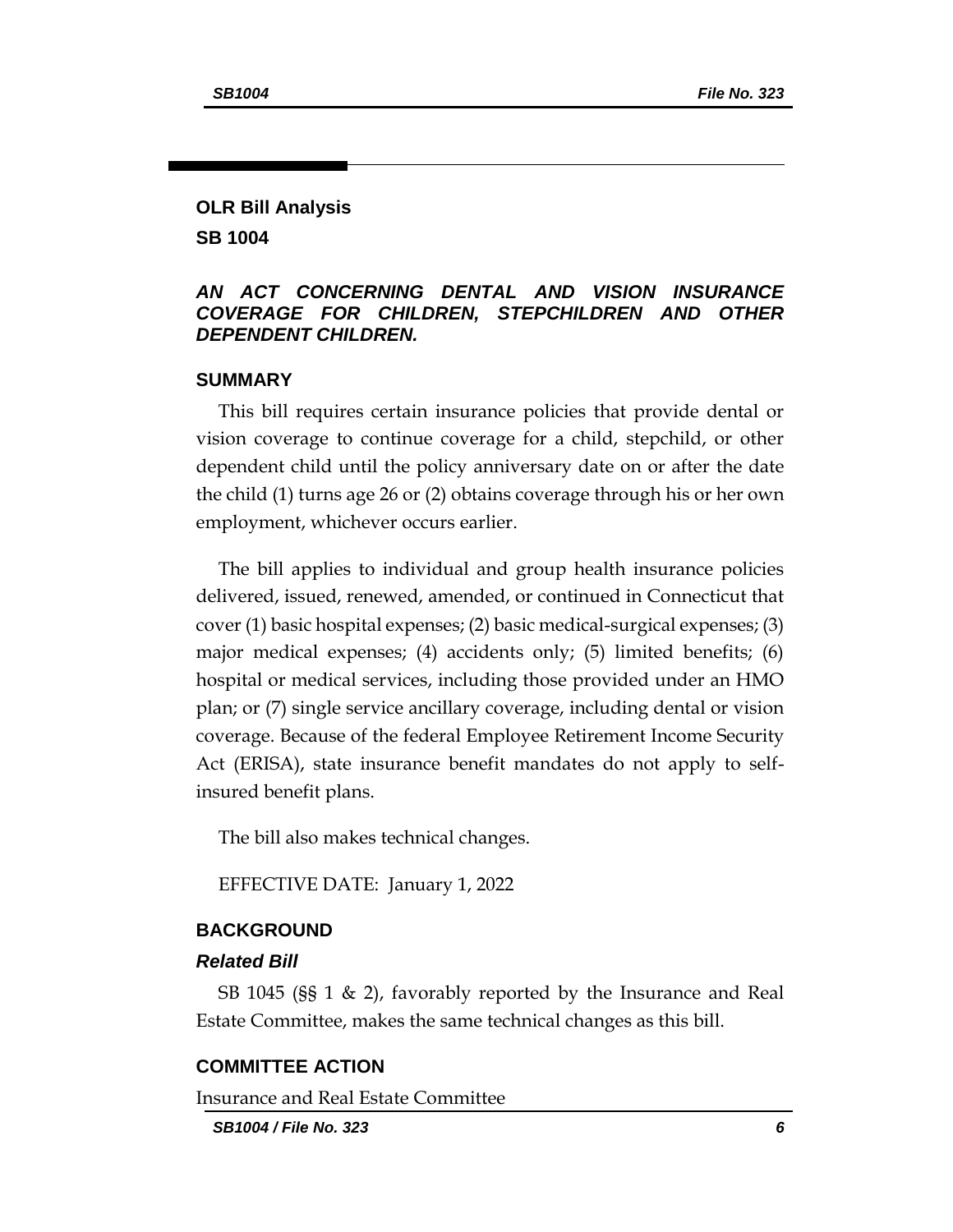**OLR Bill Analysis**

**SB 1004**

## *AN ACT CONCERNING DENTAL AND VISION INSURANCE COVERAGE FOR CHILDREN, STEPCHILDREN AND OTHER DEPENDENT CHILDREN.*

### SUMMARY

This bill requires certain insurance policies that provide dental or vision coverage to continue coverage for a child, stepchild, or other dependent child until the policy anniversary date on or after the date the child (1) turns age 26 or (2) obtains coverage through his or her own employment, whichever occurs earlier.

The bill applies to individual and group health insurance policies delivered, issued, renewed, amended, or continued in Connecticut that cover (1) basic hospital expenses; (2) basic medical-surgical expenses; (3) major medical expenses; (4) accidents only; (5) limited benefits; (6) hospital or medical services, including those provided under an HMO plan; or (7) single service ancillary coverage, including dental or vision coverage. Because of the federal Employee Retirement Income Security Act (ERISA), state insurance benefit mandates do not apply to self-insured benefit plans.

The bill also makes technical changes.

EFFECTIVE DATE: January 1, 2022

### BACKGROUND

#### *Related Bill*

SB 1045 (§§ 1 & 2), favorably reported by the Insurance and Real Estate Committee, makes the same technical changes as this bill.

### COMMITTEE ACTION

Insurance and Real Estate Committee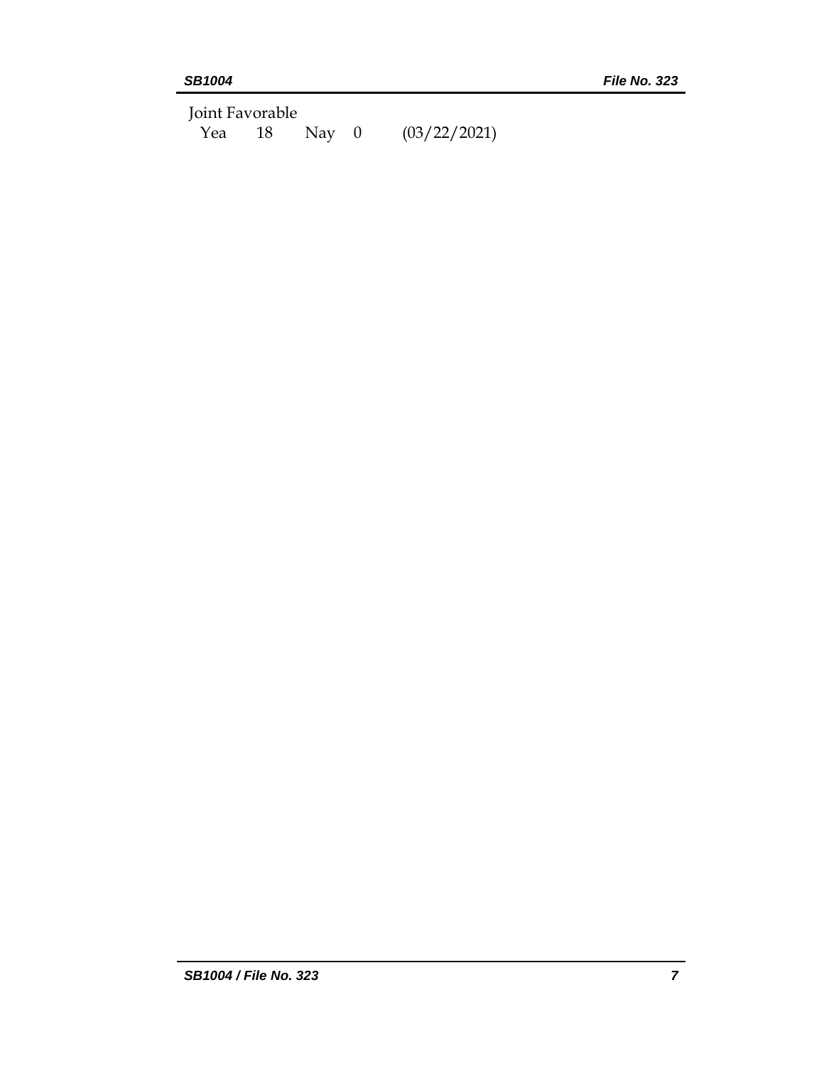Joint Favorable
Yea 18 Nay 0 (03/22/2021)